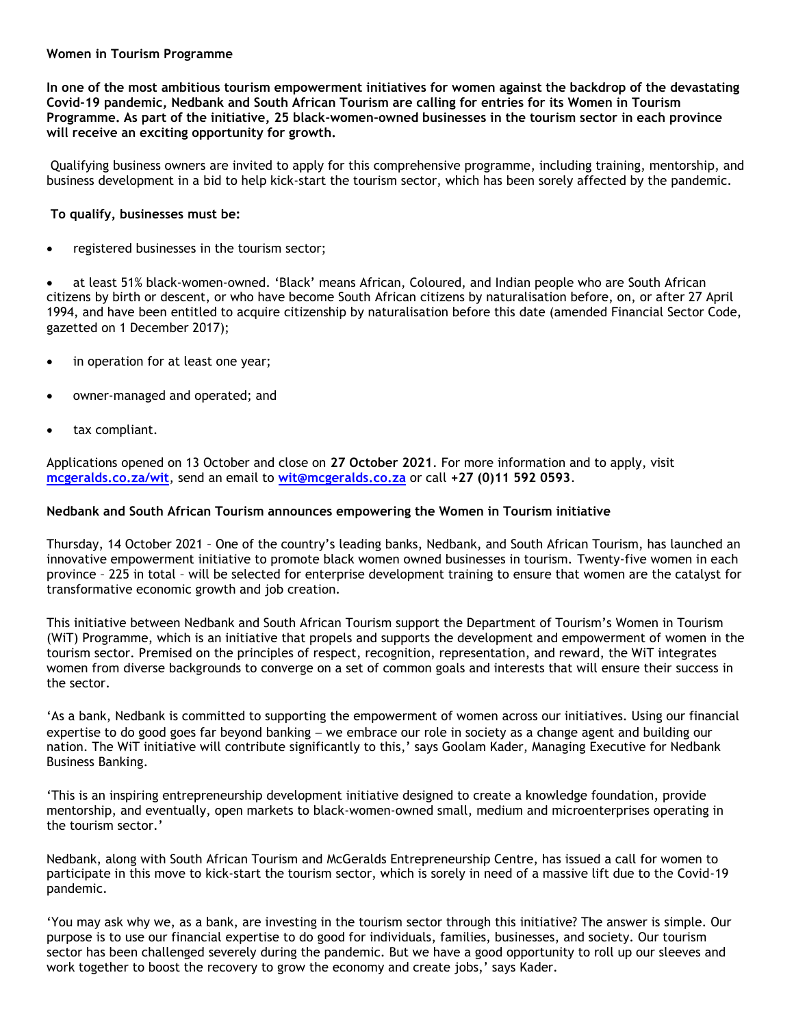**Women in Tourism Programme**

**In one of the most ambitious tourism empowerment initiatives for women against the backdrop of the devastating Covid-19 pandemic, Nedbank and South African Tourism are calling for entries for its Women in Tourism Programme. As part of the initiative, 25 black-women-owned businesses in the tourism sector in each province will receive an exciting opportunity for growth.**

Qualifying business owners are invited to apply for this comprehensive programme, including training, mentorship, and business development in a bid to help kick-start the tourism sector, which has been sorely affected by the pandemic.

**To qualify, businesses must be:**

- registered businesses in the tourism sector;
- at least 51% black-women-owned. 'Black' means African, Coloured, and Indian people who are South African citizens by birth or descent, or who have become South African citizens by naturalisation before, on, or after 27 April 1994, and have been entitled to acquire citizenship by naturalisation before this date (amended Financial Sector Code, gazetted on 1 December 2017);
- in operation for at least one year;
- owner-managed and operated; and
- tax compliant.

Applications opened on 13 October and close on **27 October 2021**. For more information and to apply, visit **[mcgeralds.co.za/wit](mcgeralds.co.za/wit)**, send an email to **[wit@mcgeralds.co.za](mailto:wit@mcgeralds.co.za)** or call **+27 (0)11 592 0593**.

**Nedbank and South African Tourism announces empowering the Women in Tourism initiative**

Thursday, 14 October 2021 – One of the country's leading banks, Nedbank, and South African Tourism, has launched an innovative empowerment initiative to promote black women owned businesses in tourism. Twenty-five women in each province – 225 in total – will be selected for enterprise development training to ensure that women are the catalyst for transformative economic growth and job creation.

This initiative between Nedbank and South African Tourism support the Department of Tourism's Women in Tourism (WiT) Programme, which is an initiative that propels and supports the development and empowerment of women in the tourism sector. Premised on the principles of respect, recognition, representation, and reward, the WiT integrates women from diverse backgrounds to converge on a set of common goals and interests that will ensure their success in the sector.

'As a bank, Nedbank is committed to supporting the empowerment of women across our initiatives. Using our financial expertise to do good goes far beyond banking — we embrace our role in society as a change agent and building our nation. The WiT initiative will contribute significantly to this,' says Goolam Kader, Managing Executive for Nedbank Business Banking.

'This is an inspiring entrepreneurship development initiative designed to create a knowledge foundation, provide mentorship, and eventually, open markets to black-women-owned small, medium and microenterprises operating in the tourism sector.'

Nedbank, along with South African Tourism and McGeralds Entrepreneurship Centre, has issued a call for women to participate in this move to kick-start the tourism sector, which is sorely in need of a massive lift due to the Covid-19 pandemic.

'You may ask why we, as a bank, are investing in the tourism sector through this initiative? The answer is simple. Our purpose is to use our financial expertise to do good for individuals, families, businesses, and society. Our tourism sector has been challenged severely during the pandemic. But we have a good opportunity to roll up our sleeves and work together to boost the recovery to grow the economy and create jobs,' says Kader.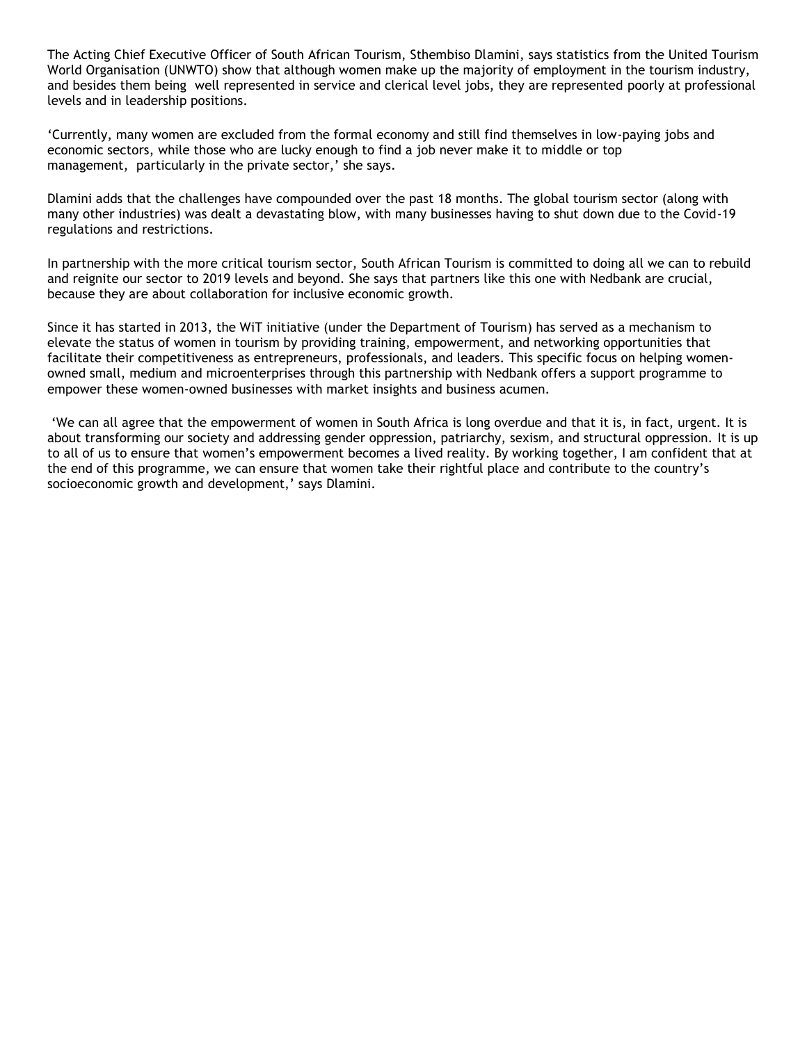The Acting Chief Executive Officer of South African Tourism, Sthembiso Dlamini, says statistics from the United Tourism World Organisation (UNWTO) show that although women make up the majority of employment in the tourism industry, and besides them being well represented in service and clerical level jobs, they are represented poorly at professional levels and in leadership positions.

'Currently, many women are excluded from the formal economy and still find themselves in low-paying jobs and economic sectors, while those who are lucky enough to find a job never make it to middle or top management, particularly in the private sector,' she says.

Dlamini adds that the challenges have compounded over the past 18 months. The global tourism sector (along with many other industries) was dealt a devastating blow, with many businesses having to shut down due to the Covid-19 regulations and restrictions.

In partnership with the more critical tourism sector, South African Tourism is committed to doing all we can to rebuild and reignite our sector to 2019 levels and beyond. She says that partners like this one with Nedbank are crucial, because they are about collaboration for inclusive economic growth.

Since it has started in 2013, the WiT initiative (under the Department of Tourism) has served as a mechanism to elevate the status of women in tourism by providing training, empowerment, and networking opportunities that facilitate their competitiveness as entrepreneurs, professionals, and leaders. This specific focus on helping women-owned small, medium and microenterprises through this partnership with Nedbank offers a support programme to empower these women-owned businesses with market insights and business acumen.

'We can all agree that the empowerment of women in South Africa is long overdue and that it is, in fact, urgent. It is about transforming our society and addressing gender oppression, patriarchy, sexism, and structural oppression. It is up to all of us to ensure that women's empowerment becomes a lived reality. By working together, I am confident that at the end of this programme, we can ensure that women take their rightful place and contribute to the country's socioeconomic growth and development,' says Dlamini.